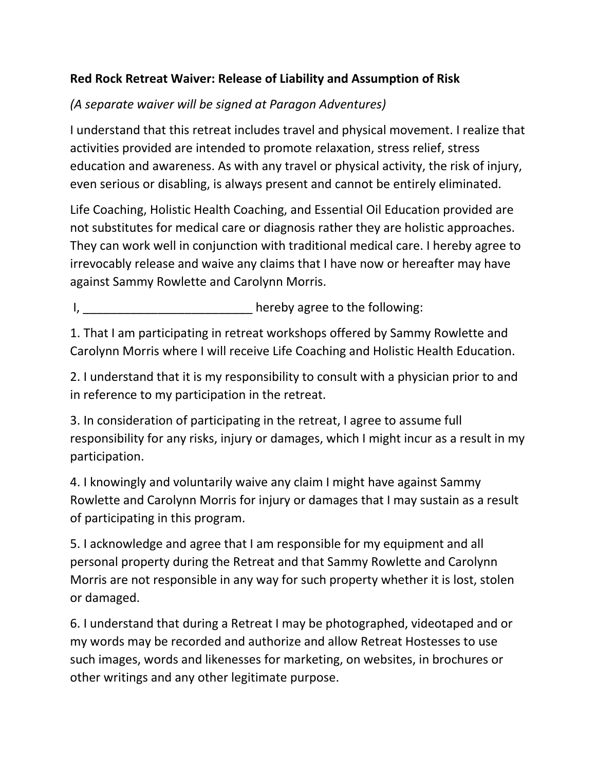**Red Rock Retreat Waiver: Release of Liability and Assumption of Risk**

*(A separate waiver will be signed at Paragon Adventures)*

I understand that this retreat includes travel and physical movement. I realize that activities provided are intended to promote relaxation, stress relief, stress education and awareness. As with any travel or physical activity, the risk of injury, even serious or disabling, is always present and cannot be entirely eliminated.

Life Coaching, Holistic Health Coaching, and Essential Oil Education provided are not substitutes for medical care or diagnosis rather they are holistic approaches. They can work well in conjunction with traditional medical care. I hereby agree to irrevocably release and waive any claims that I have now or hereafter may have against Sammy Rowlette and Carolynn Morris.

I, _________________________ hereby agree to the following:

1. That I am participating in retreat workshops offered by Sammy Rowlette and Carolynn Morris where I will receive Life Coaching and Holistic Health Education.

2. I understand that it is my responsibility to consult with a physician prior to and in reference to my participation in the retreat.

3. In consideration of participating in the retreat, I agree to assume full responsibility for any risks, injury or damages, which I might incur as a result in my participation.

4. I knowingly and voluntarily waive any claim I might have against Sammy Rowlette and Carolynn Morris for injury or damages that I may sustain as a result of participating in this program.

5. I acknowledge and agree that I am responsible for my equipment and all personal property during the Retreat and that Sammy Rowlette and Carolynn Morris are not responsible in any way for such property whether it is lost, stolen or damaged.

6. I understand that during a Retreat I may be photographed, videotaped and or my words may be recorded and authorize and allow Retreat Hostesses to use such images, words and likenesses for marketing, on websites, in brochures or other writings and any other legitimate purpose.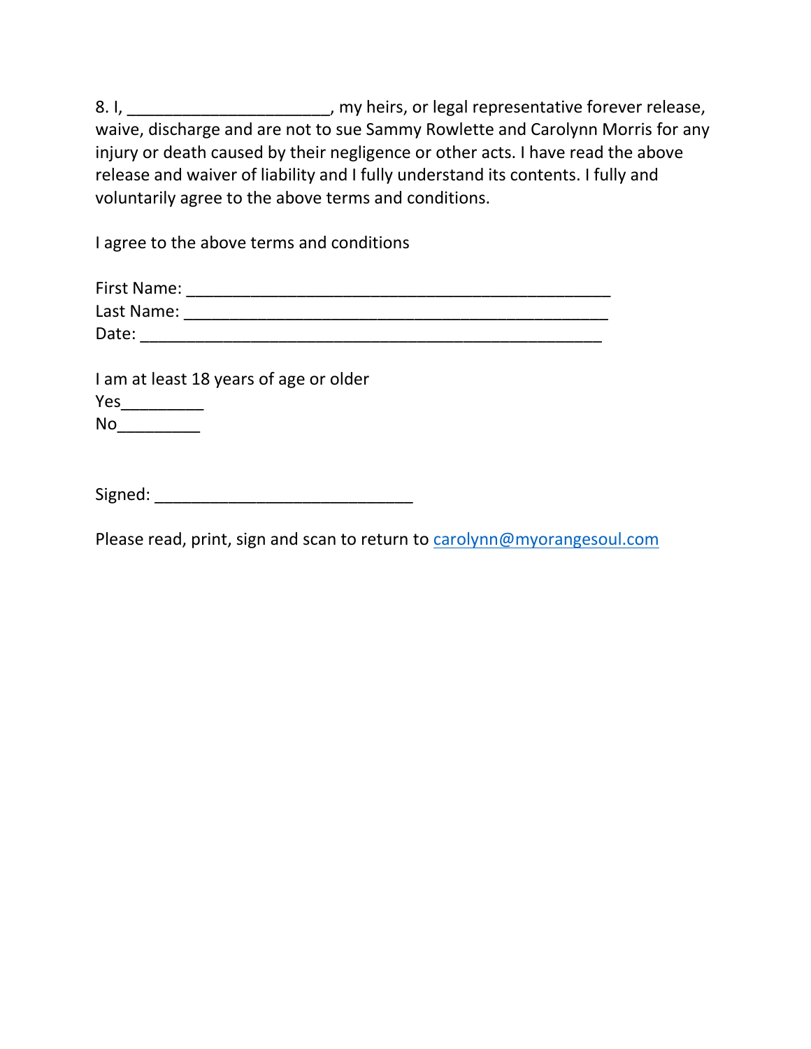8. I, ______________________, my heirs, or legal representative forever release, waive, discharge and are not to sue Sammy Rowlette and Carolynn Morris for any injury or death caused by their negligence or other acts. I have read the above release and waiver of liability and I fully understand its contents. I fully and voluntarily agree to the above terms and conditions.

I agree to the above terms and conditions

First Name: ________________________________________________
Last Name: ________________________________________________
Date: ____________________________________________________

I am at least 18 years of age or older
Yes_________
No_________

Signed: ___________________________

Please read, print, sign and scan to return to carolynn@myorangesoul.com